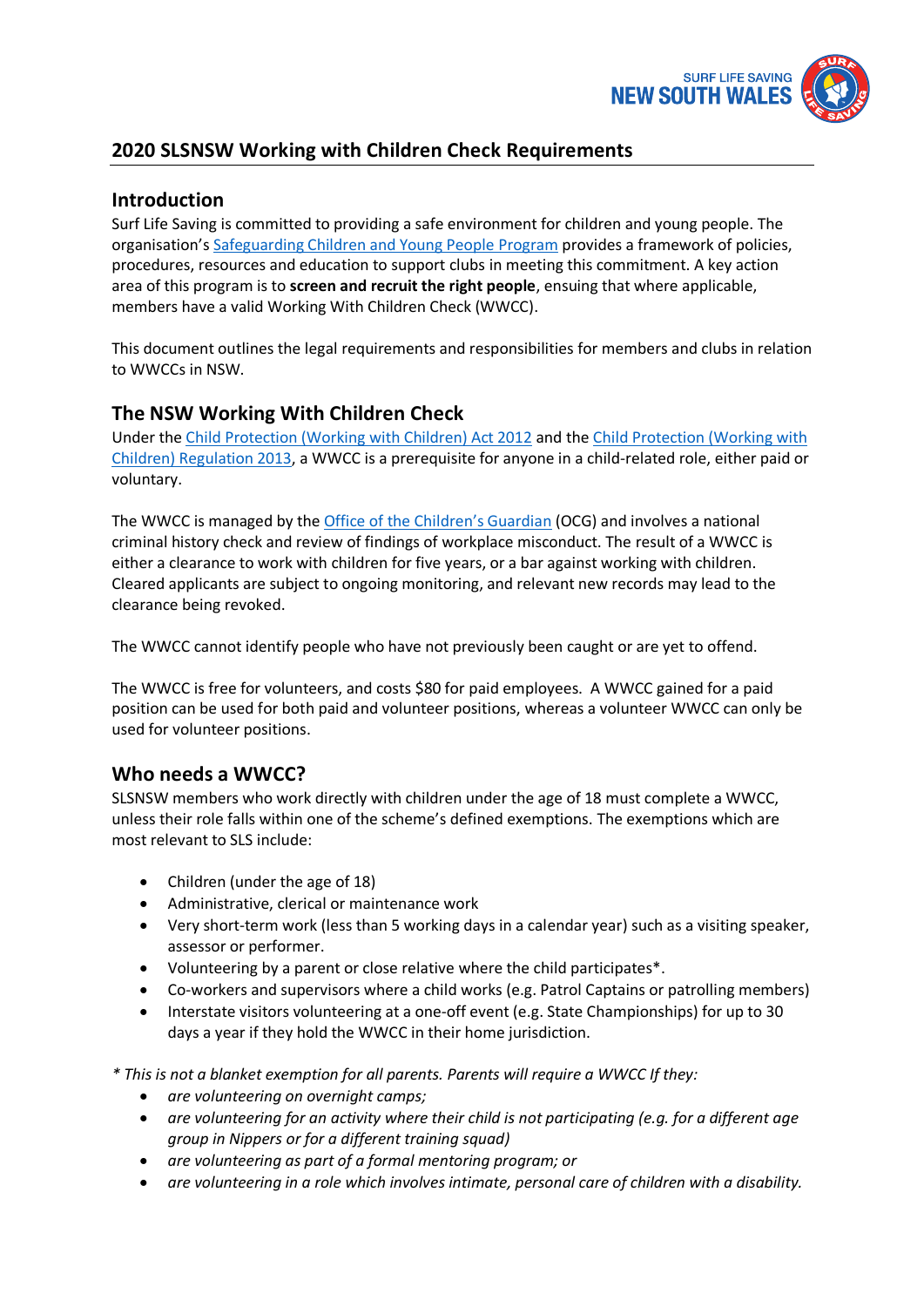## 2020 SLSNSW Working with Children Check Requirements

### Introduction

Surf Life Saving is committed to providing a safe environment for children and young people. The organisation's Safeguarding Children and Young People Program provides a framework of policies, procedures, resources and education to support clubs in meeting this commitment. A key action area of this program is to **screen and recruit the right people**, ensuing that where applicable, members have a valid Working With Children Check (WWCC).

This document outlines the legal requirements and responsibilities for members and clubs in relation to WWCCs in NSW.

### The NSW Working With Children Check

Under the Child Protection (Working with Children) Act 2012 and the Child Protection (Working with Children) Regulation 2013, a WWCC is a prerequisite for anyone in a child-related role, either paid or voluntary.

The WWCC is managed by the Office of the Children's Guardian (OCG) and involves a national criminal history check and review of findings of workplace misconduct. The result of a WWCC is either a clearance to work with children for five years, or a bar against working with children. Cleared applicants are subject to ongoing monitoring, and relevant new records may lead to the clearance being revoked.

The WWCC cannot identify people who have not previously been caught or are yet to offend.

The WWCC is free for volunteers, and costs $80 for paid employees. A WWCC gained for a paid position can be used for both paid and volunteer positions, whereas a volunteer WWCC can only be used for volunteer positions.

### Who needs a WWCC?

SLSNSW members who work directly with children under the age of 18 must complete a WWCC, unless their role falls within one of the scheme's defined exemptions. The exemptions which are most relevant to SLS include:

- Children (under the age of 18)
- Administrative, clerical or maintenance work
- Very short-term work (less than 5 working days in a calendar year) such as a visiting speaker, assessor or performer.
- Volunteering by a parent or close relative where the child participates*.
- Co-workers and supervisors where a child works (e.g. Patrol Captains or patrolling members)
- Interstate visitors volunteering at a one-off event (e.g. State Championships) for up to 30 days a year if they hold the WWCC in their home jurisdiction.

*\* This is not a blanket exemption for all parents. Parents will require a WWCC If they:*

- *are volunteering on overnight camps;*
- *are volunteering for an activity where their child is not participating (e.g. for a different age group in Nippers or for a different training squad)*
- *are volunteering as part of a formal mentoring program; or*
- *are volunteering in a role which involves intimate, personal care of children with a disability.*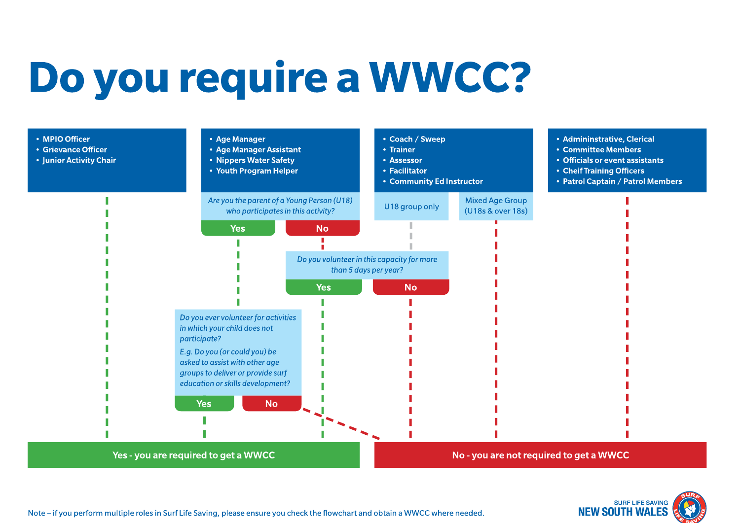# Do you require a WWCC?

- MPIO Officer
- Grievance Officer
- Junior Activity Chair

→ **Yes - you are required to get a WWCC**

---

- Age Manager
- Age Manager Assistant
- Nippers Water Safety
- Youth Program Helper

*Are you the parent of a Young Person (U18) who participates in this activity?*

- **Yes** → *Do you ever volunteer for activities in which your child does not participate?*

  *E.g. Do you (or could you) be asked to assist with other age groups to deliver or provide surf education or skills development?*

  - **Yes** → **Yes - you are required to get a WWCC**
  - **No** → **No - you are not required to get a WWCC**

- **No** → *Do you volunteer in this capacity for more than 5 days per year?*
  - **Yes** → **Yes - you are required to get a WWCC**
  - **No** → **No - you are not required to get a WWCC**

---

- Coach / Sweep
- Trainer
- Assessor
- Facilitator
- Community Ed Instructor

U18 group only → *Do you volunteer in this capacity for more than 5 days per year?*
- **Yes** → **Yes - you are required to get a WWCC**
- **No** → **No - you are not required to get a WWCC**

Mixed Age Group (U18s & over 18s) → **No - you are not required to get a WWCC**

---

- Admininstrative, Clerical
- Committee Members
- Officials or event assistants
- Cheif Training Officers
- Patrol Captain / Patrol Members

→ **No - you are not required to get a WWCC**

---

Note – if you perform multiple roles in Surf Life Saving, please ensure you check the flowchart and obtain a WWCC where needed.

SURF LIFE SAVING NEW SOUTH WALES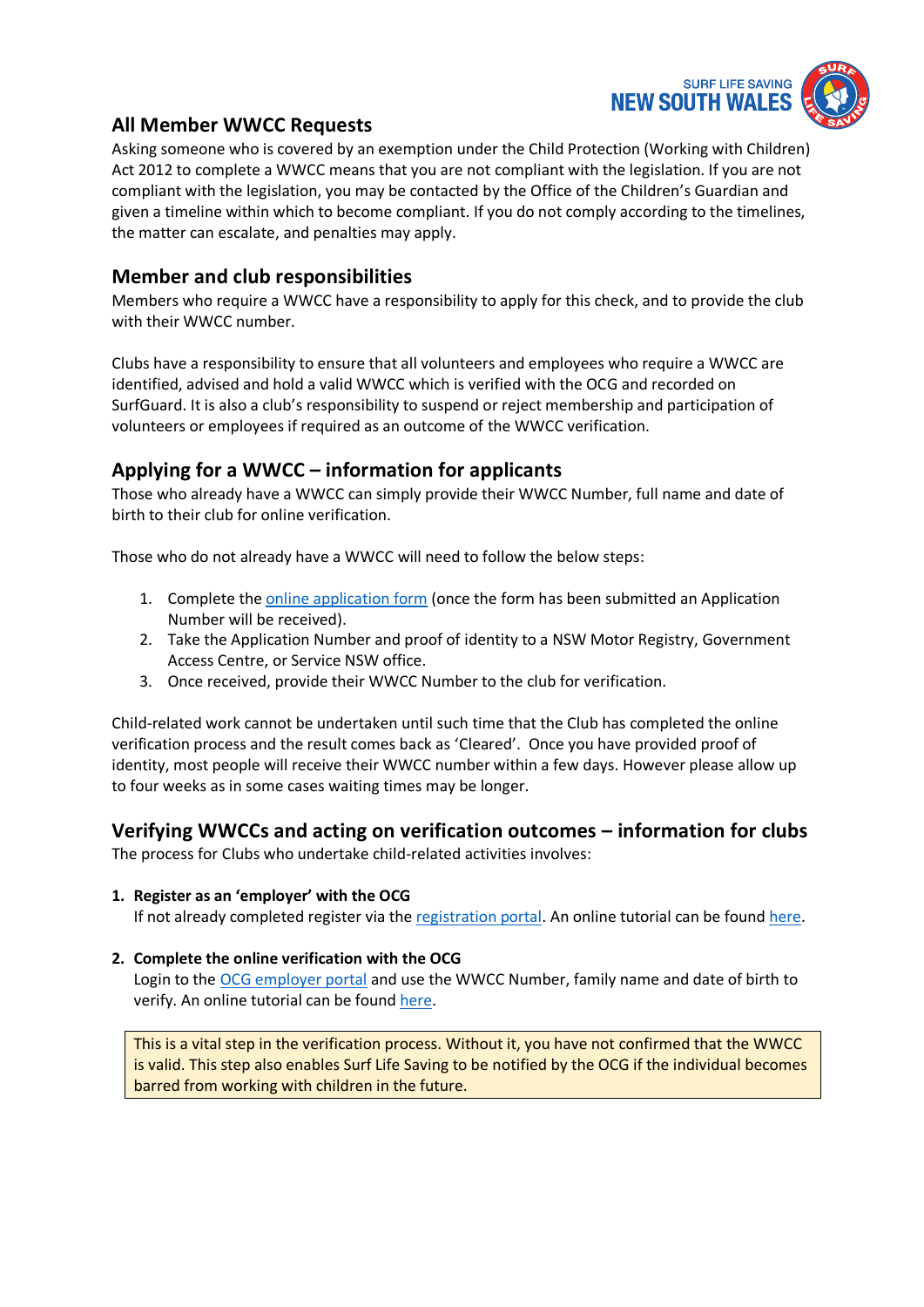## All Member WWCC Requests

Asking someone who is covered by an exemption under the Child Protection (Working with Children) Act 2012 to complete a WWCC means that you are not compliant with the legislation. If you are not compliant with the legislation, you may be contacted by the Office of the Children's Guardian and given a timeline within which to become compliant. If you do not comply according to the timelines, the matter can escalate, and penalties may apply.

## Member and club responsibilities

Members who require a WWCC have a responsibility to apply for this check, and to provide the club with their WWCC number.

Clubs have a responsibility to ensure that all volunteers and employees who require a WWCC are identified, advised and hold a valid WWCC which is verified with the OCG and recorded on SurfGuard. It is also a club's responsibility to suspend or reject membership and participation of volunteers or employees if required as an outcome of the WWCC verification.

## Applying for a WWCC – information for applicants

Those who already have a WWCC can simply provide their WWCC Number, full name and date of birth to their club for online verification.

Those who do not already have a WWCC will need to follow the below steps:

1. Complete the online application form (once the form has been submitted an Application Number will be received).
2. Take the Application Number and proof of identity to a NSW Motor Registry, Government Access Centre, or Service NSW office.
3. Once received, provide their WWCC Number to the club for verification.

Child-related work cannot be undertaken until such time that the Club has completed the online verification process and the result comes back as 'Cleared'. Once you have provided proof of identity, most people will receive their WWCC number within a few days. However please allow up to four weeks as in some cases waiting times may be longer.

## Verifying WWCCs and acting on verification outcomes – information for clubs

The process for Clubs who undertake child-related activities involves:

1. **Register as an 'employer' with the OCG**
   If not already completed register via the registration portal. An online tutorial can be found here.

2. **Complete the online verification with the OCG**
   Login to the OCG employer portal and use the WWCC Number, family name and date of birth to verify. An online tutorial can be found here.

> This is a vital step in the verification process. Without it, you have not confirmed that the WWCC is valid. This step also enables Surf Life Saving to be notified by the OCG if the individual becomes barred from working with children in the future.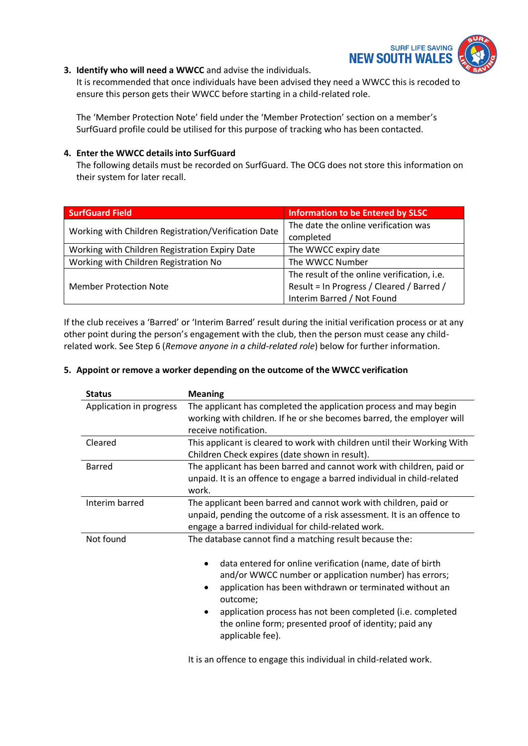3. **Identify who will need a WWCC** and advise the individuals.
   It is recommended that once individuals have been advised they need a WWCC this is recoded to ensure this person gets their WWCC before starting in a child-related role.

   The 'Member Protection Note' field under the 'Member Protection' section on a member's SurfGuard profile could be utilised for this purpose of tracking who has been contacted.

4. **Enter the WWCC details into SurfGuard**
   The following details must be recorded on SurfGuard. The OCG does not store this information on their system for later recall.

| SurfGuard Field | Information to be Entered by SLSC |
| --- | --- |
| Working with Children Registration/Verification Date | The date the online verification was completed |
| Working with Children Registration Expiry Date | The WWCC expiry date |
| Working with Children Registration No | The WWCC Number |
| Member Protection Note | The result of the online verification, i.e. Result = In Progress / Cleared / Barred / Interim Barred / Not Found |

If the club receives a 'Barred' or 'Interim Barred' result during the initial verification process or at any other point during the person's engagement with the club, then the person must cease any child-related work. See Step 6 (*Remove anyone in a child-related role*) below for further information.

5. **Appoint or remove a worker depending on the outcome of the WWCC verification**

| Status | Meaning |
| --- | --- |
| Application in progress | The applicant has completed the application process and may begin working with children. If he or she becomes barred, the employer will receive notification. |
| Cleared | This applicant is cleared to work with children until their Working With Children Check expires (date shown in result). |
| Barred | The applicant has been barred and cannot work with children, paid or unpaid. It is an offence to engage a barred individual in child-related work. |
| Interim barred | The applicant been barred and cannot work with children, paid or unpaid, pending the outcome of a risk assessment. It is an offence to engage a barred individual for child-related work. |
| Not found | The database cannot find a matching result because the:<br>• data entered for online verification (name, date of birth and/or WWCC number or application number) has errors;<br>• application has been withdrawn or terminated without an outcome;<br>• application process has not been completed (i.e. completed the online form; presented proof of identity; paid any applicable fee).<br><br>It is an offence to engage this individual in child-related work. |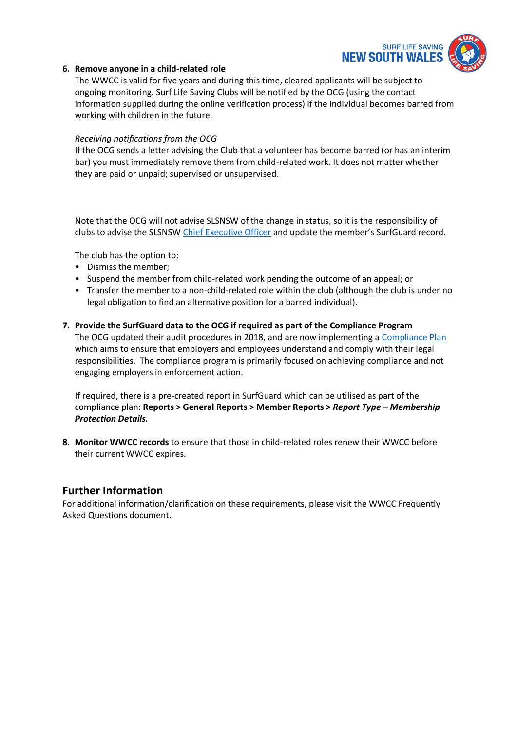6. **Remove anyone in a child-related role**
   The WWCC is valid for five years and during this time, cleared applicants will be subject to ongoing monitoring. Surf Life Saving Clubs will be notified by the OCG (using the contact information supplied during the online verification process) if the individual becomes barred from working with children in the future.

   *Receiving notifications from the OCG*
   If the OCG sends a letter advising the Club that a volunteer has become barred (or has an interim bar) you must immediately remove them from child-related work. It does not matter whether they are paid or unpaid; supervised or unsupervised.

   Note that the OCG will not advise SLSNSW of the change in status, so it is the responsibility of clubs to advise the SLSNSW Chief Executive Officer and update the member's SurfGuard record.

   The club has the option to:
   - Dismiss the member;
   - Suspend the member from child-related work pending the outcome of an appeal; or
   - Transfer the member to a non-child-related role within the club (although the club is under no legal obligation to find an alternative position for a barred individual).

7. **Provide the SurfGuard data to the OCG if required as part of the Compliance Program**
   The OCG updated their audit procedures in 2018, and are now implementing a Compliance Plan which aims to ensure that employers and employees understand and comply with their legal responsibilities. The compliance program is primarily focused on achieving compliance and not engaging employers in enforcement action.

   If required, there is a pre-created report in SurfGuard which can be utilised as part of the compliance plan: **Reports > General Reports > Member Reports >** ***Report Type – Membership Protection Details.***

8. **Monitor WWCC records** to ensure that those in child-related roles renew their WWCC before their current WWCC expires.

## Further Information

For additional information/clarification on these requirements, please visit the WWCC Frequently Asked Questions document.